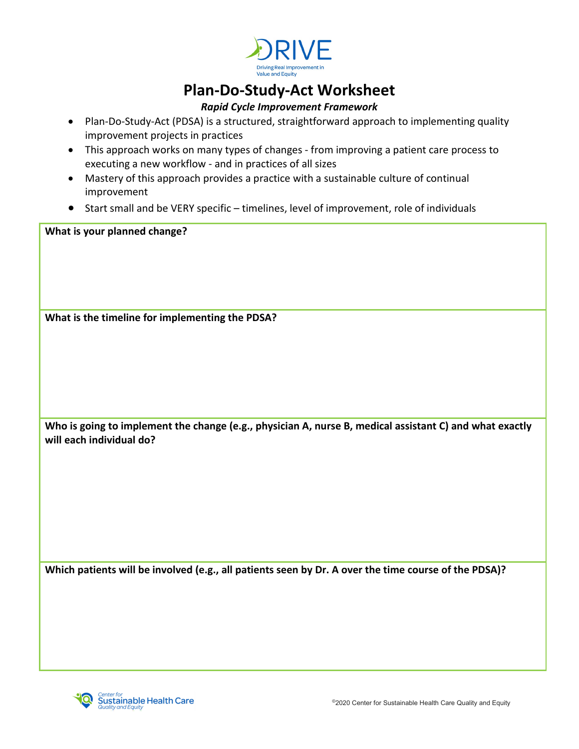DRIVE
Driving Real Improvement in Value and Equity

# Plan-Do-Study-Act Worksheet

***Rapid Cycle Improvement Framework***

- Plan-Do-Study-Act (PDSA) is a structured, straightforward approach to implementing quality improvement projects in practices
- This approach works on many types of changes - from improving a patient care process to executing a new workflow - and in practices of all sizes
- Mastery of this approach provides a practice with a sustainable culture of continual improvement
- Start small and be VERY specific – timelines, level of improvement, role of individuals

| **What is your planned change?** |
| --- |
| |
| **What is the timeline for implementing the PDSA?** |
| |
| **Who is going to implement the change (e.g., physician A, nurse B, medical assistant C) and what exactly will each individual do?** |
| |
| **Which patients will be involved (e.g., all patients seen by Dr. A over the time course of the PDSA)?** |
| |

Center for Sustainable Health Care Quality and Equity

©2020 Center for Sustainable Health Care Quality and Equity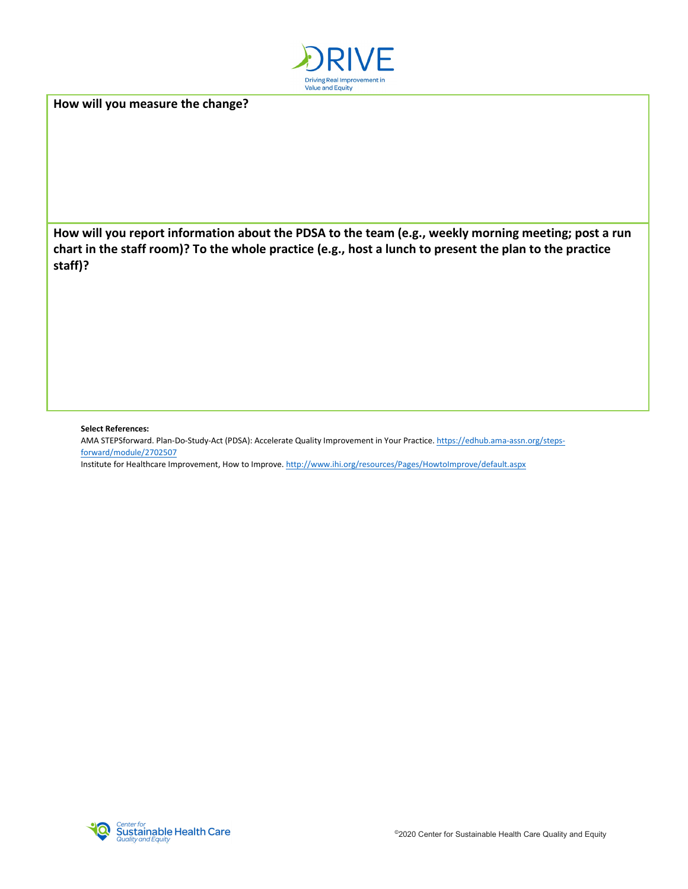**How will you measure the change?**

**How will you report information about the PDSA to the team (e.g., weekly morning meeting; post a run chart in the staff room)? To the whole practice (e.g., host a lunch to present the plan to the practice staff)?**

**Select References:**

AMA STEPSforward. Plan-Do-Study-Act (PDSA): Accelerate Quality Improvement in Your Practice. https://edhub.ama-assn.org/steps-forward/module/2702507

Institute for Healthcare Improvement, How to Improve. http://www.ihi.org/resources/Pages/HowtoImprove/default.aspx

©2020 Center for Sustainable Health Care Quality and Equity